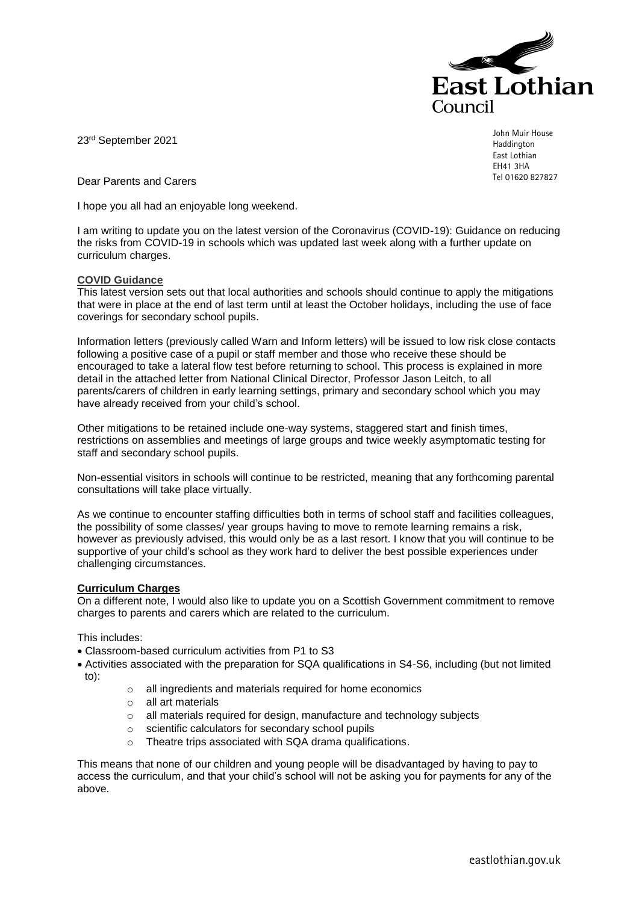East Lothian Council

23rd September 2021

John Muir House
Haddington
East Lothian
EH41 3HA
Tel 01620 827827

Dear Parents and Carers

I hope you all had an enjoyable long weekend.

I am writing to update you on the latest version of the Coronavirus (COVID-19): Guidance on reducing the risks from COVID-19 in schools which was updated last week along with a further update on curriculum charges.

**COVID Guidance**

This latest version sets out that local authorities and schools should continue to apply the mitigations that were in place at the end of last term until at least the October holidays, including the use of face coverings for secondary school pupils.

Information letters (previously called Warn and Inform letters) will be issued to low risk close contacts following a positive case of a pupil or staff member and those who receive these should be encouraged to take a lateral flow test before returning to school. This process is explained in more detail in the attached letter from National Clinical Director, Professor Jason Leitch, to all parents/carers of children in early learning settings, primary and secondary school which you may have already received from your child's school.

Other mitigations to be retained include one-way systems, staggered start and finish times, restrictions on assemblies and meetings of large groups and twice weekly asymptomatic testing for staff and secondary school pupils.

Non-essential visitors in schools will continue to be restricted, meaning that any forthcoming parental consultations will take place virtually.

As we continue to encounter staffing difficulties both in terms of school staff and facilities colleagues, the possibility of some classes/ year groups having to move to remote learning remains a risk, however as previously advised, this would only be as a last resort. I know that you will continue to be supportive of your child's school as they work hard to deliver the best possible experiences under challenging circumstances.

**Curriculum Charges**

On a different note, I would also like to update you on a Scottish Government commitment to remove charges to parents and carers which are related to the curriculum.

This includes:

- Classroom-based curriculum activities from P1 to S3
- Activities associated with the preparation for SQA qualifications in S4-S6, including (but not limited to):
  - all ingredients and materials required for home economics
  - all art materials
  - all materials required for design, manufacture and technology subjects
  - scientific calculators for secondary school pupils
  - Theatre trips associated with SQA drama qualifications.

This means that none of our children and young people will be disadvantaged by having to pay to access the curriculum, and that your child's school will not be asking you for payments for any of the above.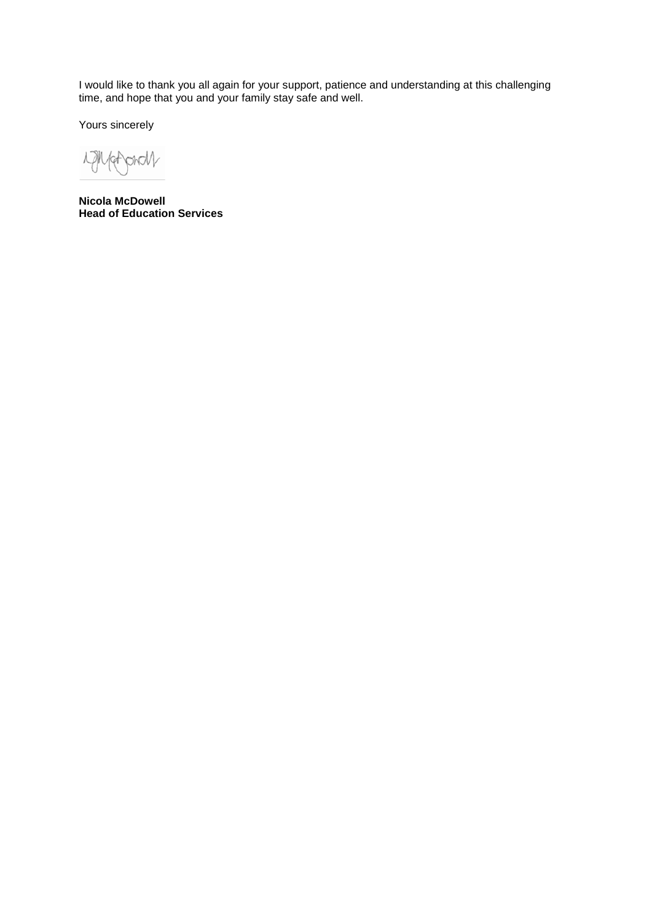I would like to thank you all again for your support, patience and understanding at this challenging time, and hope that you and your family stay safe and well.

Yours sincerely

**Nicola McDowell**
**Head of Education Services**